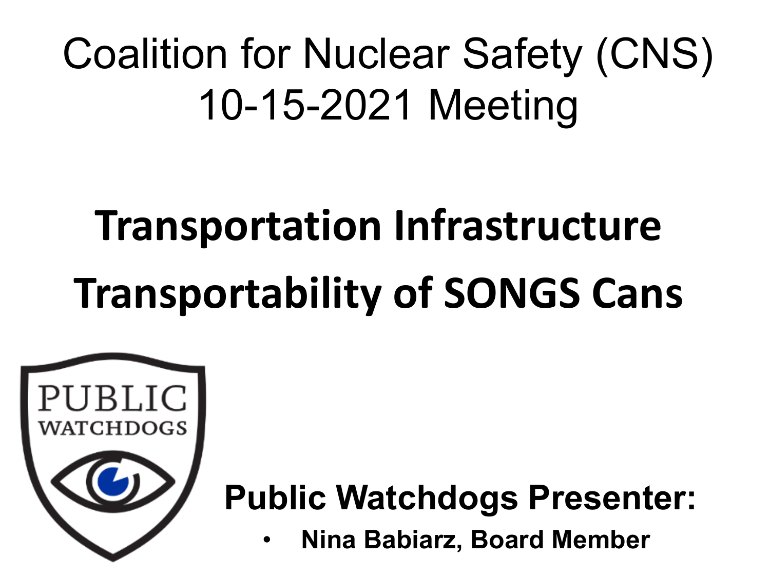# Coalition for Nuclear Safety (CNS) 10-15-2021 Meeting

## Transportation Infrastructure

## Transportability of SONGS Cans

PUBLIC WATCHDOGS

**Public Watchdogs Presenter:**

- **Nina Babiarz, Board Member**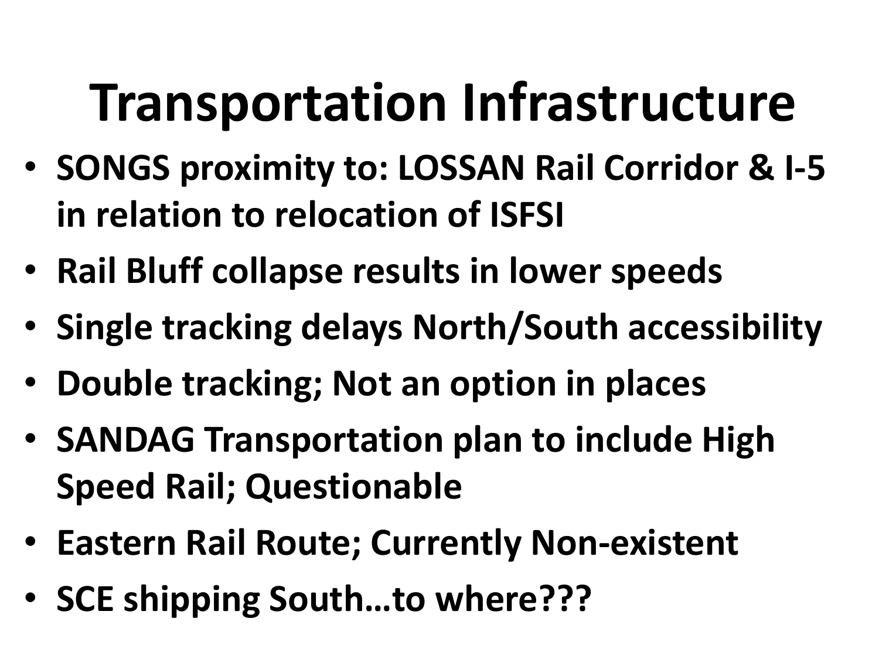# Transportation Infrastructure

- **SONGS proximity to: LOSSAN Rail Corridor & I-5 in relation to relocation of ISFSI**
- **Rail Bluff collapse results in lower speeds**
- **Single tracking delays North/South accessibility**
- **Double tracking; Not an option in places**
- **SANDAG Transportation plan to include High Speed Rail; Questionable**
- **Eastern Rail Route; Currently Non-existent**
- **SCE shipping South…to where???**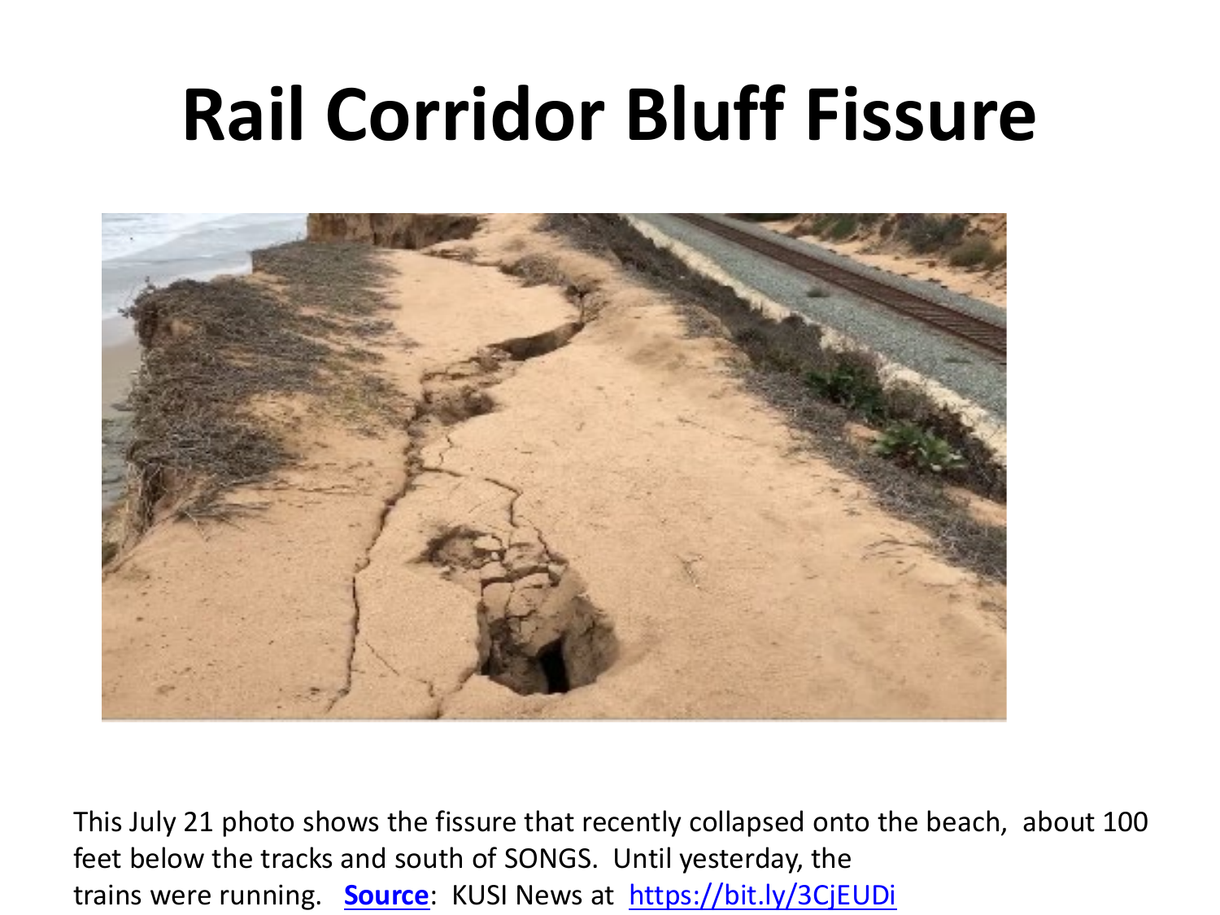# Rail Corridor Bluff Fissure

This July 21 photo shows the fissure that recently collapsed onto the beach, about 100 feet below the tracks and south of SONGS. Until yesterday, the trains were running. **Source**: KUSI News at https://bit.ly/3CjEUDi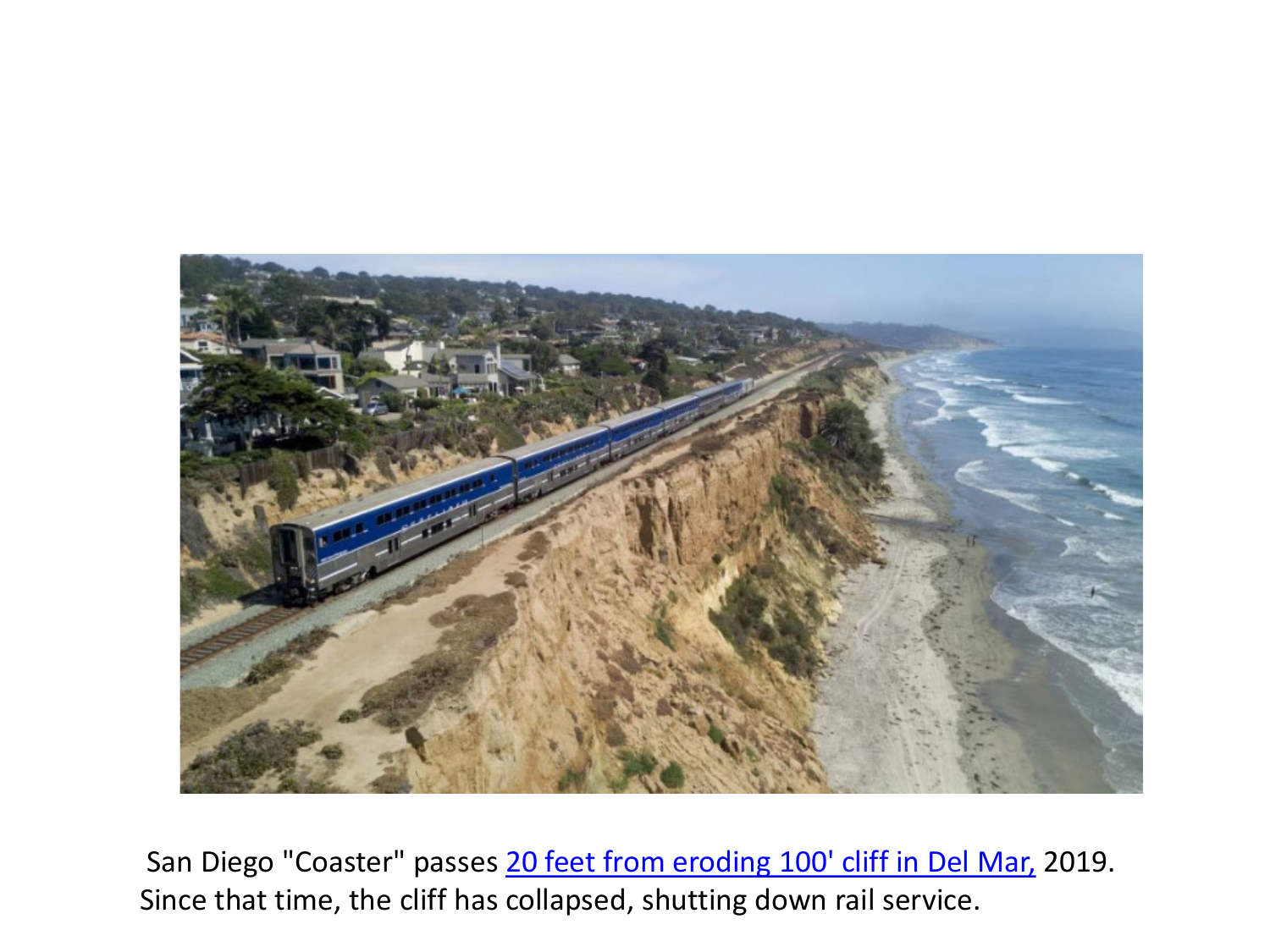San Diego "Coaster" passes [20 feet from eroding 100' cliff in Del Mar,]() 2019. Since that time, the cliff has collapsed, shutting down rail service.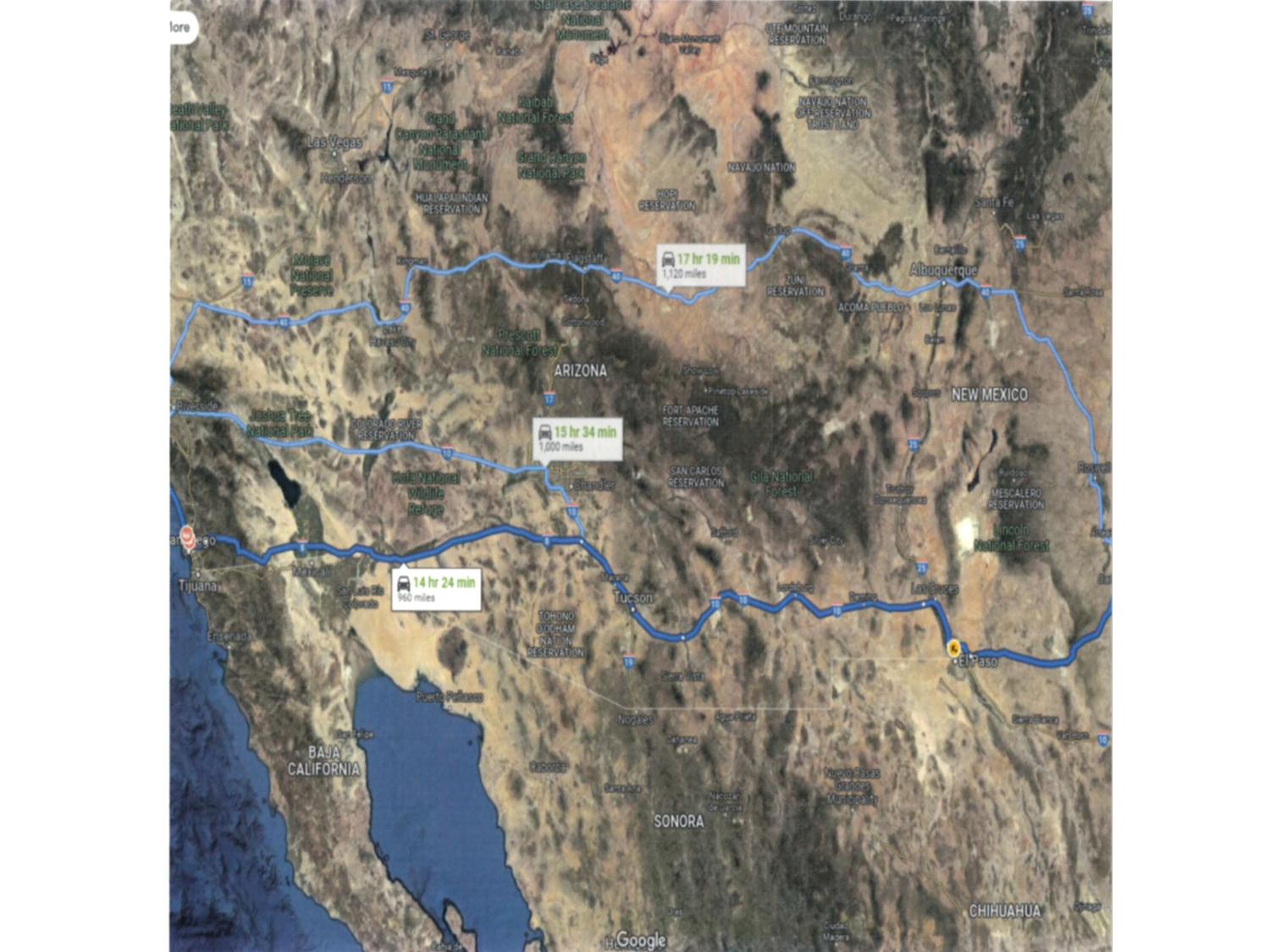17 hr 19 min
1,120 miles

15 hr 34 min
1,000 miles

14 hr 24 min
960 miles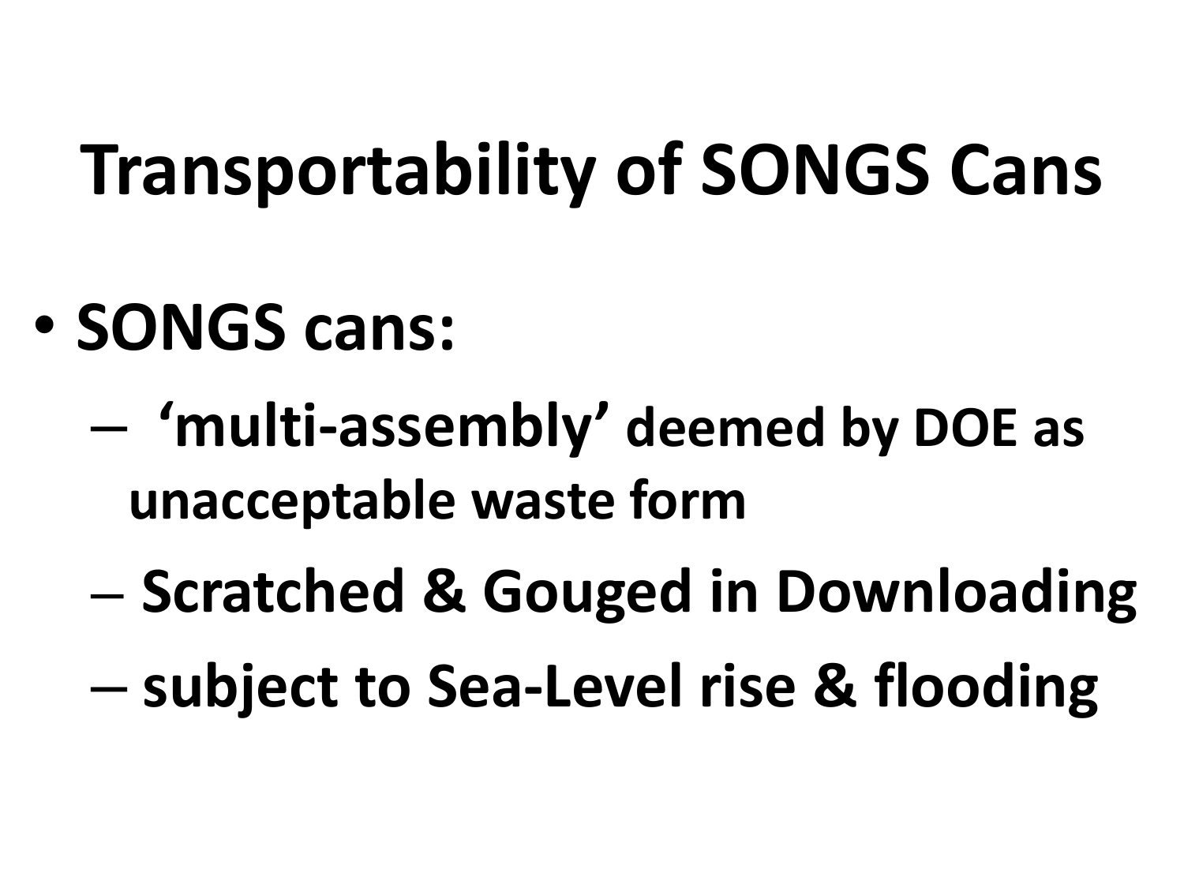# Transportability of SONGS Cans

- **SONGS cans:**
  - **'multi-assembly' deemed by DOE as unacceptable waste form**
  - **Scratched & Gouged in Downloading**
  - **subject to Sea-Level rise & flooding**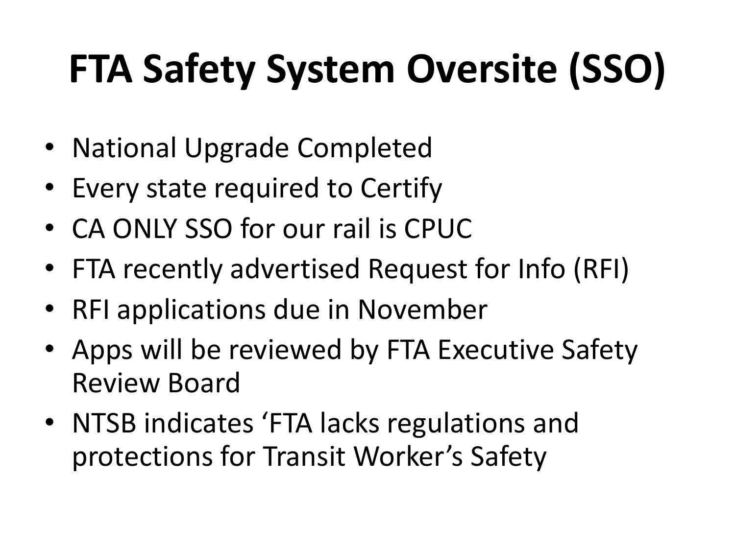# FTA Safety System Oversite (SSO)

- National Upgrade Completed
- Every state required to Certify
- CA ONLY SSO for our rail is CPUC
- FTA recently advertised Request for Info (RFI)
- RFI applications due in November
- Apps will be reviewed by FTA Executive Safety Review Board
- NTSB indicates 'FTA lacks regulations and protections for Transit Worker's Safety